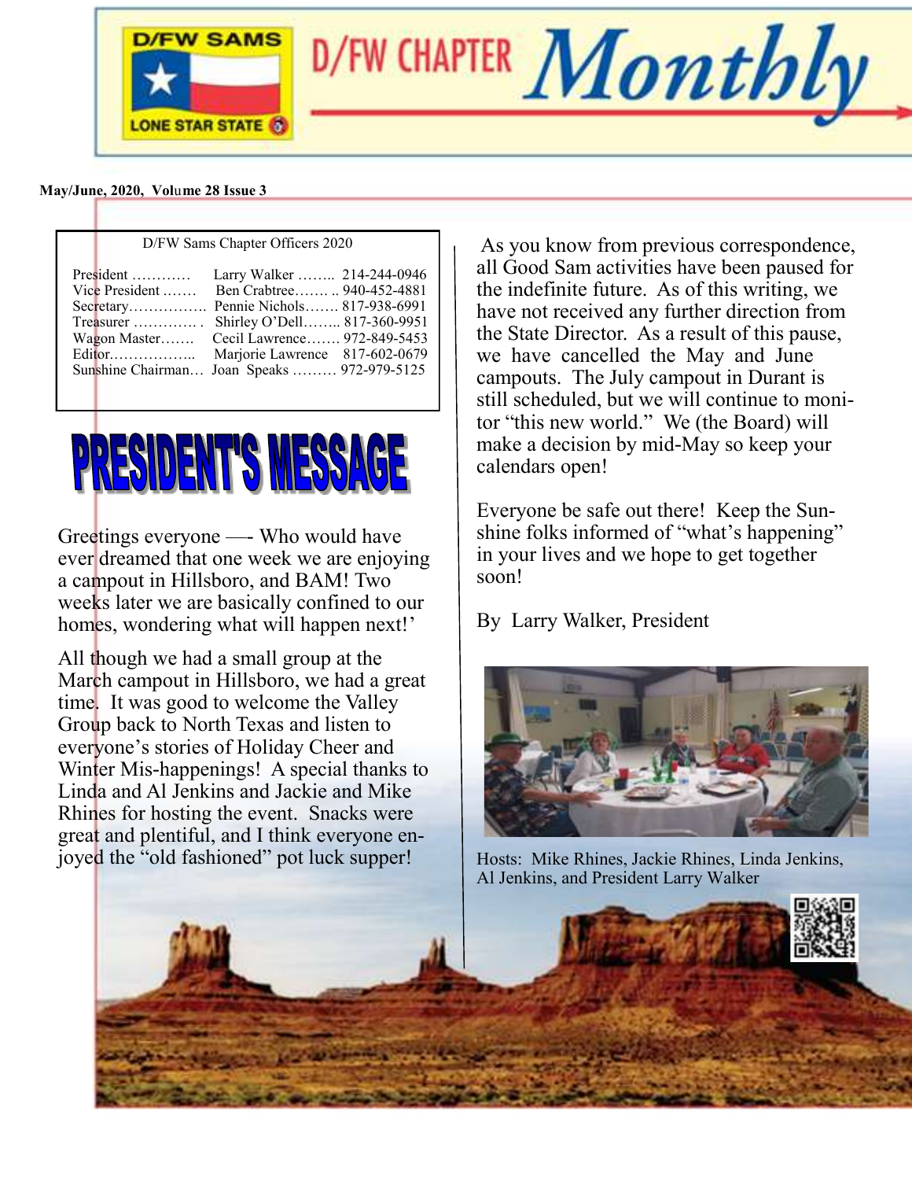# D/FW SAMS — LONE STAR STATE

# D/FW CHAPTER *Monthly*

**May/June, 2020, Volume 28 Issue 3**

D/FW Sams Chapter Officers 2020

| | | |
|---|---|---|
| President ………… | Larry Walker …….. | 214-244-0946 |
| Vice President ……. | Ben Crabtree……. .. | 940-452-4881 |
| Secretary……………. | Pennie Nichols……. | 817-938-6991 |
| Treasurer …………. . | Shirley O'Dell…….. | 817-360-9951 |
| Wagon Master……. | Cecil Lawrence……. | 972-849-5453 |
| Editor…………….. | Marjorie Lawrence | 817-602-0679 |
| Sunshine Chairman… | Joan Speaks ……… | 972-979-5125 |

## PRESIDENT'S MESSAGE

Greetings everyone —- Who would have ever dreamed that one week we are enjoying a campout in Hillsboro, and BAM! Two weeks later we are basically confined to our homes, wondering what will happen next!'

All though we had a small group at the March campout in Hillsboro, we had a great time. It was good to welcome the Valley Group back to North Texas and listen to everyone's stories of Holiday Cheer and Winter Mis-happenings! A special thanks to Linda and Al Jenkins and Jackie and Mike Rhines for hosting the event. Snacks were great and plentiful, and I think everyone enjoyed the "old fashioned" pot luck supper!

As you know from previous correspondence, all Good Sam activities have been paused for the indefinite future. As of this writing, we have not received any further direction from the State Director. As a result of this pause, we have cancelled the May and June campouts. The July campout in Durant is still scheduled, but we will continue to monitor "this new world." We (the Board) will make a decision by mid-May so keep your calendars open!

Everyone be safe out there! Keep the Sunshine folks informed of "what's happening" in your lives and we hope to get together soon!

By Larry Walker, President

Hosts: Mike Rhines, Jackie Rhines, Linda Jenkins, Al Jenkins, and President Larry Walker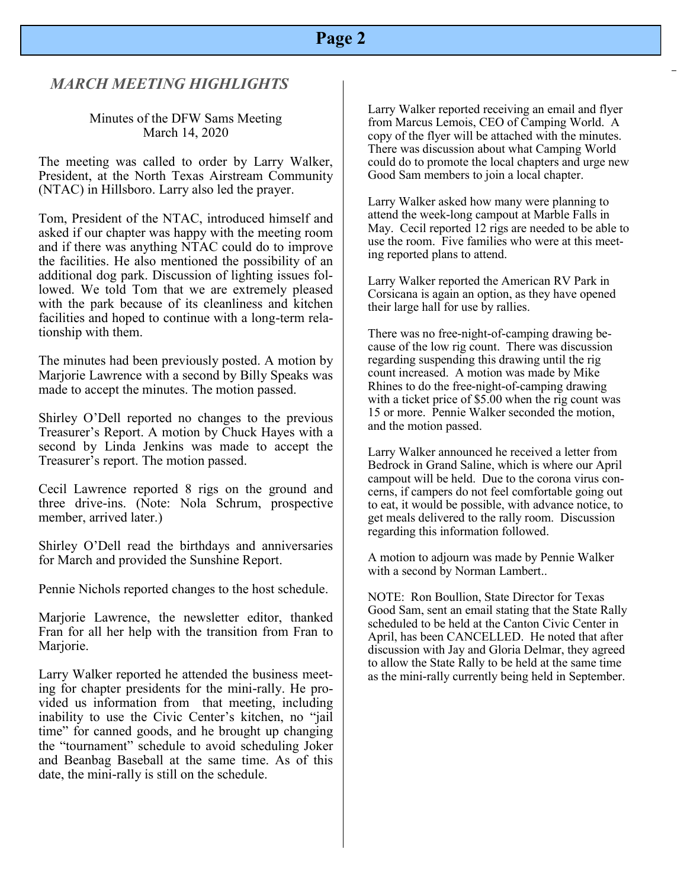## *MARCH MEETING HIGHLIGHTS*

Minutes of the DFW Sams Meeting
March 14, 2020

The meeting was called to order by Larry Walker, President, at the North Texas Airstream Community (NTAC) in Hillsboro. Larry also led the prayer.

Tom, President of the NTAC, introduced himself and asked if our chapter was happy with the meeting room and if there was anything NTAC could do to improve the facilities. He also mentioned the possibility of an additional dog park. Discussion of lighting issues followed. We told Tom that we are extremely pleased with the park because of its cleanliness and kitchen facilities and hoped to continue with a long-term relationship with them.

The minutes had been previously posted. A motion by Marjorie Lawrence with a second by Billy Speaks was made to accept the minutes. The motion passed.

Shirley O'Dell reported no changes to the previous Treasurer's Report. A motion by Chuck Hayes with a second by Linda Jenkins was made to accept the Treasurer's report. The motion passed.

Cecil Lawrence reported 8 rigs on the ground and three drive-ins. (Note: Nola Schrum, prospective member, arrived later.)

Shirley O'Dell read the birthdays and anniversaries for March and provided the Sunshine Report.

Pennie Nichols reported changes to the host schedule.

Marjorie Lawrence, the newsletter editor, thanked Fran for all her help with the transition from Fran to Marjorie.

Larry Walker reported he attended the business meeting for chapter presidents for the mini-rally. He provided us information from that meeting, including inability to use the Civic Center's kitchen, no "jail time" for canned goods, and he brought up changing the "tournament" schedule to avoid scheduling Joker and Beanbag Baseball at the same time. As of this date, the mini-rally is still on the schedule.

Larry Walker reported receiving an email and flyer from Marcus Lemois, CEO of Camping World. A copy of the flyer will be attached with the minutes. There was discussion about what Camping World could do to promote the local chapters and urge new Good Sam members to join a local chapter.

Larry Walker asked how many were planning to attend the week-long campout at Marble Falls in May. Cecil reported 12 rigs are needed to be able to use the room. Five families who were at this meeting reported plans to attend.

Larry Walker reported the American RV Park in Corsicana is again an option, as they have opened their large hall for use by rallies.

There was no free-night-of-camping drawing because of the low rig count. There was discussion regarding suspending this drawing until the rig count increased. A motion was made by Mike Rhines to do the free-night-of-camping drawing with a ticket price of $5.00 when the rig count was 15 or more. Pennie Walker seconded the motion, and the motion passed.

Larry Walker announced he received a letter from Bedrock in Grand Saline, which is where our April campout will be held. Due to the corona virus concerns, if campers do not feel comfortable going out to eat, it would be possible, with advance notice, to get meals delivered to the rally room. Discussion regarding this information followed.

A motion to adjourn was made by Pennie Walker with a second by Norman Lambert..

NOTE: Ron Boullion, State Director for Texas Good Sam, sent an email stating that the State Rally scheduled to be held at the Canton Civic Center in April, has been CANCELLED. He noted that after discussion with Jay and Gloria Delmar, they agreed to allow the State Rally to be held at the same time as the mini-rally currently being held in September.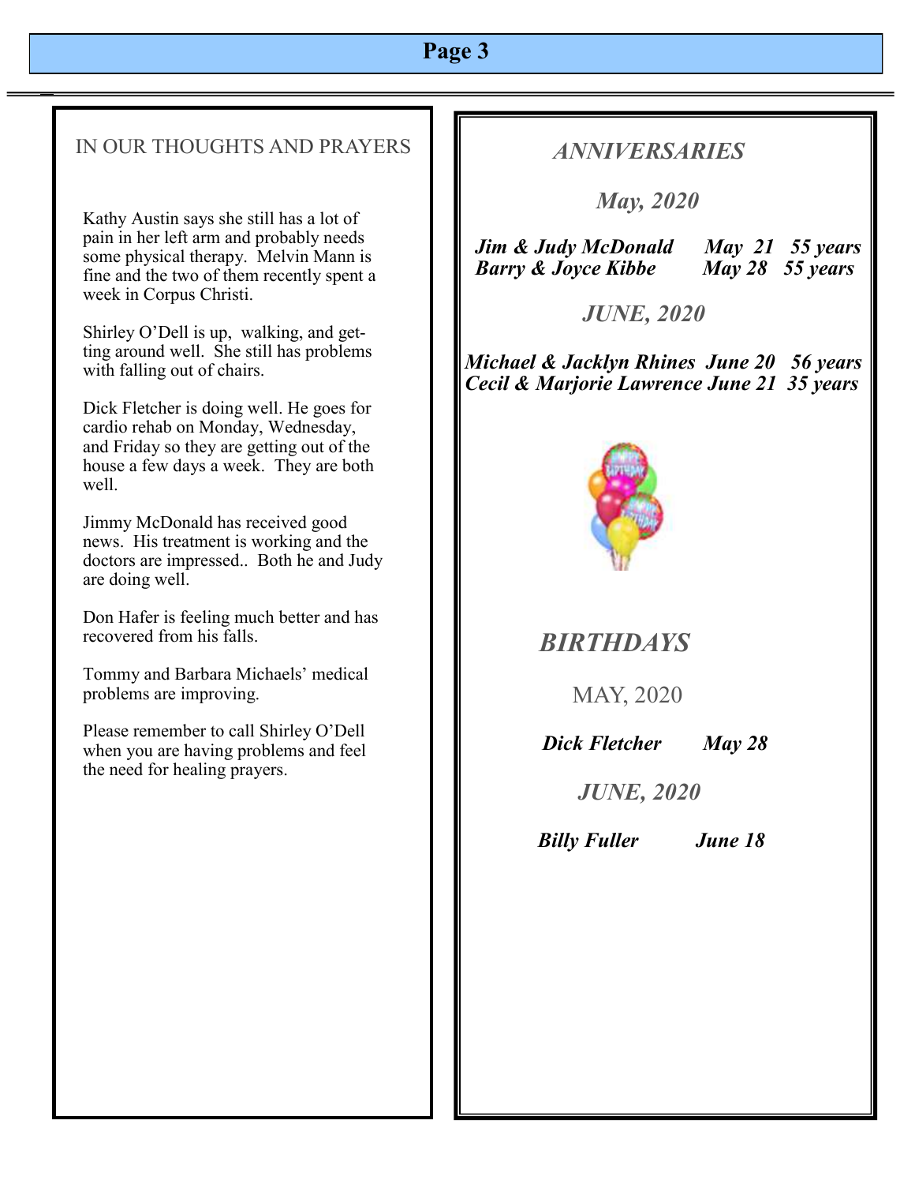## IN OUR THOUGHTS AND PRAYERS

Kathy Austin says she still has a lot of pain in her left arm and probably needs some physical therapy. Melvin Mann is fine and the two of them recently spent a week in Corpus Christi.

Shirley O'Dell is up, walking, and getting around well. She still has problems with falling out of chairs.

Dick Fletcher is doing well. He goes for cardio rehab on Monday, Wednesday, and Friday so they are getting out of the house a few days a week. They are both well.

Jimmy McDonald has received good news. His treatment is working and the doctors are impressed.. Both he and Judy are doing well.

Don Hafer is feeling much better and has recovered from his falls.

Tommy and Barbara Michaels' medical problems are improving.

Please remember to call Shirley O'Dell when you are having problems and feel the need for healing prayers.

## *ANNIVERSARIES*

### *May, 2020*

***Jim & Judy McDonald May 21 55 years***
***Barry & Joyce Kibbe May 28 55 years***

### *JUNE, 2020*

***Michael & Jacklyn Rhines June 20 56 years***
***Cecil & Marjorie Lawrence June 21 35 years***

## *BIRTHDAYS*

### MAY, 2020

***Dick Fletcher May 28***

### *JUNE, 2020*

***Billy Fuller June 18***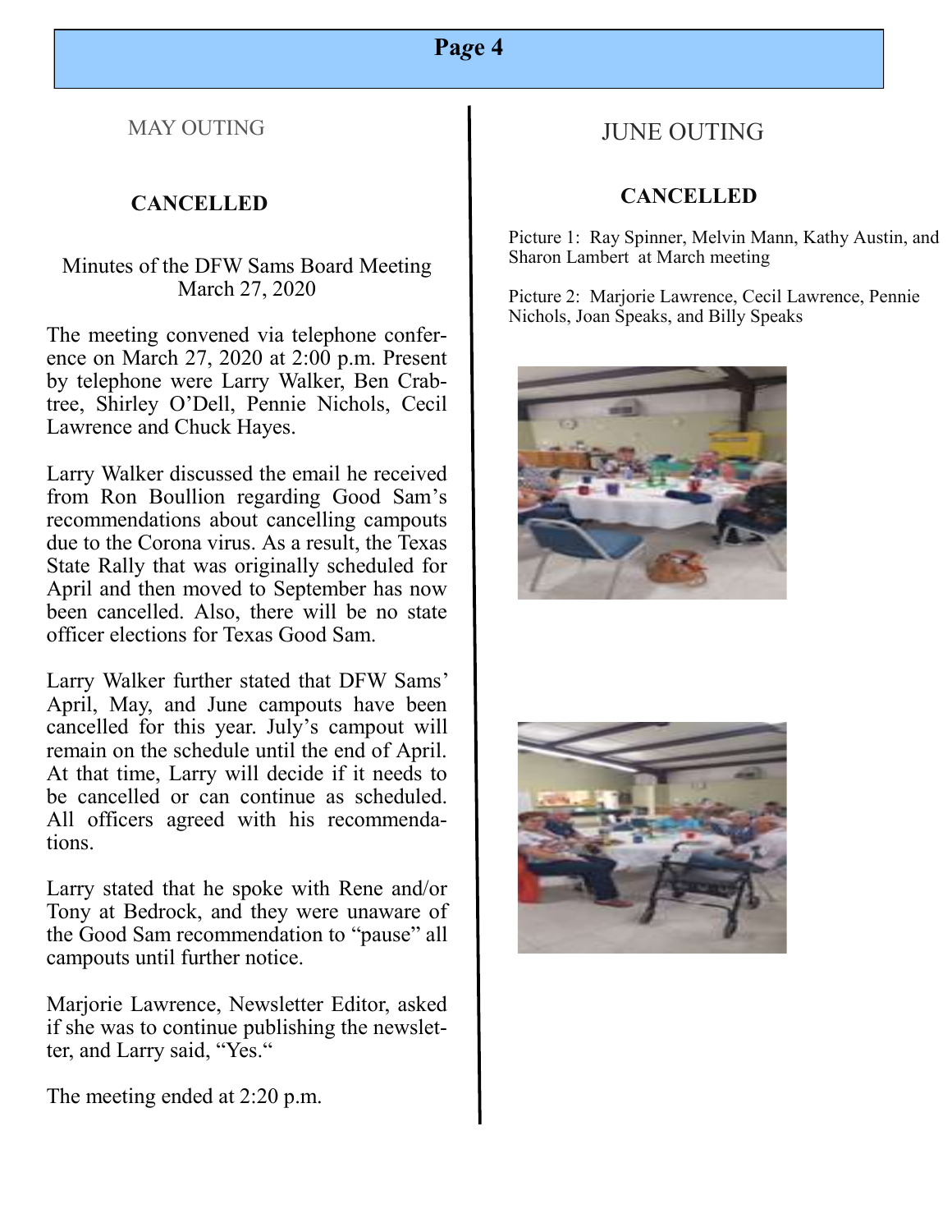## MAY OUTING

### CANCELLED

### Minutes of the DFW Sams Board Meeting March 27, 2020

The meeting convened via telephone conference on March 27, 2020 at 2:00 p.m. Present by telephone were Larry Walker, Ben Crabtree, Shirley O'Dell, Pennie Nichols, Cecil Lawrence and Chuck Hayes.

Larry Walker discussed the email he received from Ron Boullion regarding Good Sam's recommendations about cancelling campouts due to the Corona virus. As a result, the Texas State Rally that was originally scheduled for April and then moved to September has now been cancelled. Also, there will be no state officer elections for Texas Good Sam.

Larry Walker further stated that DFW Sams' April, May, and June campouts have been cancelled for this year. July's campout will remain on the schedule until the end of April. At that time, Larry will decide if it needs to be cancelled or can continue as scheduled. All officers agreed with his recommendations.

Larry stated that he spoke with Rene and/or Tony at Bedrock, and they were unaware of the Good Sam recommendation to "pause" all campouts until further notice.

Marjorie Lawrence, Newsletter Editor, asked if she was to continue publishing the newsletter, and Larry said, "Yes."

The meeting ended at 2:20 p.m.

## JUNE OUTING

### CANCELLED

Picture 1: Ray Spinner, Melvin Mann, Kathy Austin, and Sharon Lambert at March meeting

Picture 2: Marjorie Lawrence, Cecil Lawrence, Pennie Nichols, Joan Speaks, and Billy Speaks